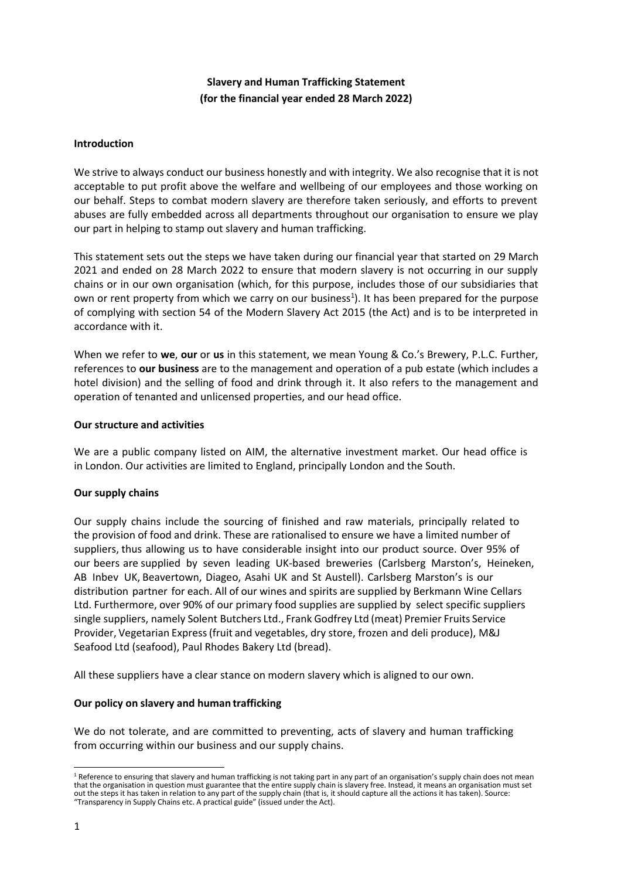**Slavery and Human Trafficking Statement**
**(for the financial year ended 28 March 2022)**

**Introduction**

We strive to always conduct our business honestly and with integrity. We also recognise that it is not acceptable to put profit above the welfare and wellbeing of our employees and those working on our behalf. Steps to combat modern slavery are therefore taken seriously, and efforts to prevent abuses are fully embedded across all departments throughout our organisation to ensure we play our part in helping to stamp out slavery and human trafficking.

This statement sets out the steps we have taken during our financial year that started on 29 March 2021 and ended on 28 March 2022 to ensure that modern slavery is not occurring in our supply chains or in our own organisation (which, for this purpose, includes those of our subsidiaries that own or rent property from which we carry on our business[1]). It has been prepared for the purpose of complying with section 54 of the Modern Slavery Act 2015 (the Act) and is to be interpreted in accordance with it.

When we refer to **we**, **our** or **us** in this statement, we mean Young & Co.'s Brewery, P.L.C. Further, references to **our business** are to the management and operation of a pub estate (which includes a hotel division) and the selling of food and drink through it. It also refers to the management and operation of tenanted and unlicensed properties, and our head office.

**Our structure and activities**

We are a public company listed on AIM, the alternative investment market. Our head office is in London. Our activities are limited to England, principally London and the South.

**Our supply chains**

Our supply chains include the sourcing of finished and raw materials, principally related to the provision of food and drink. These are rationalised to ensure we have a limited number of suppliers, thus allowing us to have considerable insight into our product source. Over 95% of our beers are supplied by seven leading UK-based breweries (Carlsberg Marston's, Heineken, AB Inbev UK, Beavertown, Diageo, Asahi UK and St Austell). Carlsberg Marston's is our distribution partner for each. All of our wines and spirits are supplied by Berkmann Wine Cellars Ltd. Furthermore, over 90% of our primary food supplies are supplied by select specific suppliers single suppliers, namely Solent Butchers Ltd., Frank Godfrey Ltd (meat) Premier Fruits Service Provider, Vegetarian Express (fruit and vegetables, dry store, frozen and deli produce), M&J Seafood Ltd (seafood), Paul Rhodes Bakery Ltd (bread).

All these suppliers have a clear stance on modern slavery which is aligned to our own.

**Our policy on slavery and human trafficking**

We do not tolerate, and are committed to preventing, acts of slavery and human trafficking from occurring within our business and our supply chains.

[1] Reference to ensuring that slavery and human trafficking is not taking part in any part of an organisation's supply chain does not mean that the organisation in question must guarantee that the entire supply chain is slavery free. Instead, it means an organisation must set out the steps it has taken in relation to any part of the supply chain (that is, it should capture all the actions it has taken). Source: "Transparency in Supply Chains etc. A practical guide" (issued under the Act).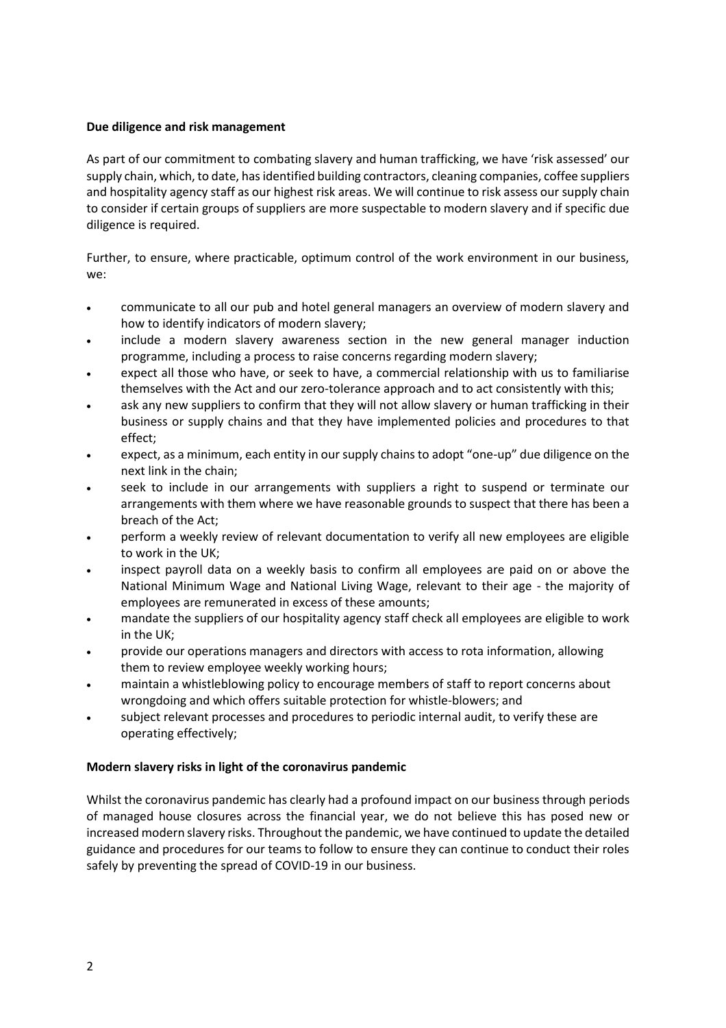**Due diligence and risk management**

As part of our commitment to combating slavery and human trafficking, we have 'risk assessed' our supply chain, which, to date, has identified building contractors, cleaning companies, coffee suppliers and hospitality agency staff as our highest risk areas. We will continue to risk assess our supply chain to consider if certain groups of suppliers are more suspectable to modern slavery and if specific due diligence is required.

Further, to ensure, where practicable, optimum control of the work environment in our business, we:

- communicate to all our pub and hotel general managers an overview of modern slavery and how to identify indicators of modern slavery;
- include a modern slavery awareness section in the new general manager induction programme, including a process to raise concerns regarding modern slavery;
- expect all those who have, or seek to have, a commercial relationship with us to familiarise themselves with the Act and our zero-tolerance approach and to act consistently with this;
- ask any new suppliers to confirm that they will not allow slavery or human trafficking in their business or supply chains and that they have implemented policies and procedures to that effect;
- expect, as a minimum, each entity in our supply chains to adopt "one-up" due diligence on the next link in the chain;
- seek to include in our arrangements with suppliers a right to suspend or terminate our arrangements with them where we have reasonable grounds to suspect that there has been a breach of the Act;
- perform a weekly review of relevant documentation to verify all new employees are eligible to work in the UK;
- inspect payroll data on a weekly basis to confirm all employees are paid on or above the National Minimum Wage and National Living Wage, relevant to their age - the majority of employees are remunerated in excess of these amounts;
- mandate the suppliers of our hospitality agency staff check all employees are eligible to work in the UK;
- provide our operations managers and directors with access to rota information, allowing them to review employee weekly working hours;
- maintain a whistleblowing policy to encourage members of staff to report concerns about wrongdoing and which offers suitable protection for whistle-blowers; and
- subject relevant processes and procedures to periodic internal audit, to verify these are operating effectively;

**Modern slavery risks in light of the coronavirus pandemic**

Whilst the coronavirus pandemic has clearly had a profound impact on our business through periods of managed house closures across the financial year, we do not believe this has posed new or increased modern slavery risks. Throughout the pandemic, we have continued to update the detailed guidance and procedures for our teams to follow to ensure they can continue to conduct their roles safely by preventing the spread of COVID-19 in our business.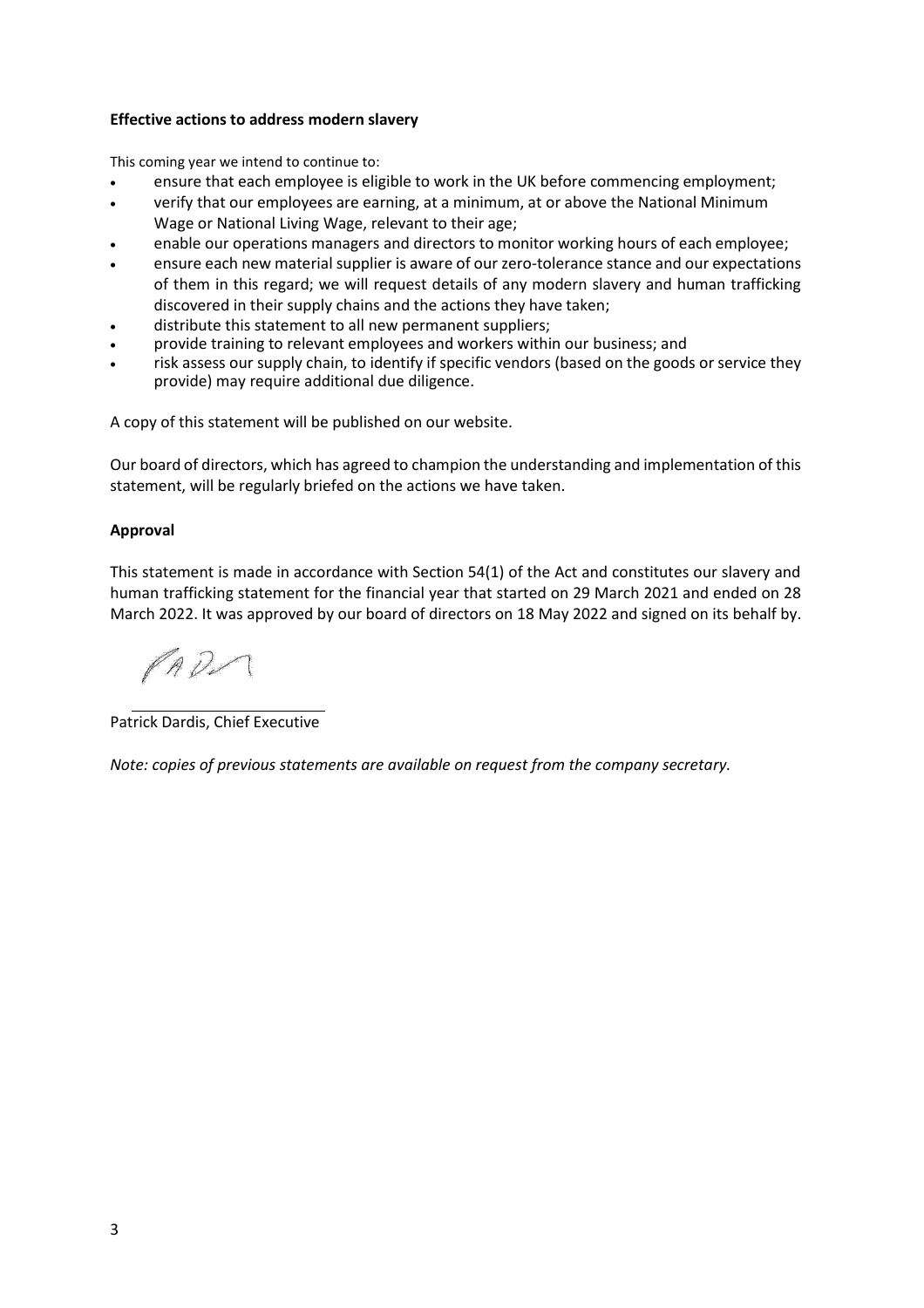**Effective actions to address modern slavery**

This coming year we intend to continue to:

- ensure that each employee is eligible to work in the UK before commencing employment;
- verify that our employees are earning, at a minimum, at or above the National Minimum Wage or National Living Wage, relevant to their age;
- enable our operations managers and directors to monitor working hours of each employee;
- ensure each new material supplier is aware of our zero-tolerance stance and our expectations of them in this regard; we will request details of any modern slavery and human trafficking discovered in their supply chains and the actions they have taken;
- distribute this statement to all new permanent suppliers;
- provide training to relevant employees and workers within our business; and
- risk assess our supply chain, to identify if specific vendors (based on the goods or service they provide) may require additional due diligence.

A copy of this statement will be published on our website.

Our board of directors, which has agreed to champion the understanding and implementation of this statement, will be regularly briefed on the actions we have taken.

**Approval**

This statement is made in accordance with Section 54(1) of the Act and constitutes our slavery and human trafficking statement for the financial year that started on 29 March 2021 and ended on 28 March 2022. It was approved by our board of directors on 18 May 2022 and signed on its behalf by.

Patrick Dardis, Chief Executive

*Note: copies of previous statements are available on request from the company secretary.*